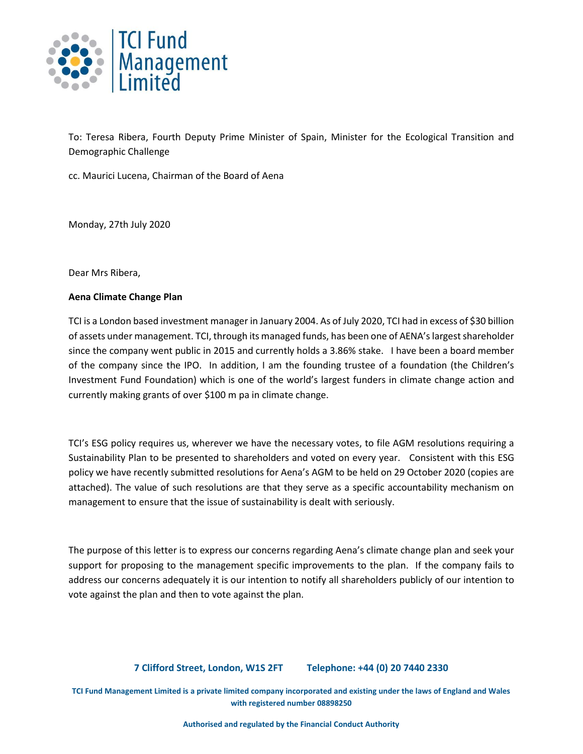TCI Fund Management Limited

To: Teresa Ribera, Fourth Deputy Prime Minister of Spain, Minister for the Ecological Transition and Demographic Challenge

cc. Maurici Lucena, Chairman of the Board of Aena

Monday, 27th July 2020

Dear Mrs Ribera,

**Aena Climate Change Plan**

TCI is a London based investment manager in January 2004. As of July 2020, TCI had in excess of $30 billion of assets under management. TCI, through its managed funds, has been one of AENA's largest shareholder since the company went public in 2015 and currently holds a 3.86% stake. I have been a board member of the company since the IPO. In addition, I am the founding trustee of a foundation (the Children's Investment Fund Foundation) which is one of the world's largest funders in climate change action and currently making grants of over $100 m pa in climate change.

TCI's ESG policy requires us, wherever we have the necessary votes, to file AGM resolutions requiring a Sustainability Plan to be presented to shareholders and voted on every year. Consistent with this ESG policy we have recently submitted resolutions for Aena's AGM to be held on 29 October 2020 (copies are attached). The value of such resolutions are that they serve as a specific accountability mechanism on management to ensure that the issue of sustainability is dealt with seriously.

The purpose of this letter is to express our concerns regarding Aena's climate change plan and seek your support for proposing to the management specific improvements to the plan. If the company fails to address our concerns adequately it is our intention to notify all shareholders publicly of our intention to vote against the plan and then to vote against the plan.

**7 Clifford Street, London, W1S 2FT Telephone: +44 (0) 20 7440 2330**

**TCI Fund Management Limited is a private limited company incorporated and existing under the laws of England and Wales with registered number 08898250**

**Authorised and regulated by the Financial Conduct Authority**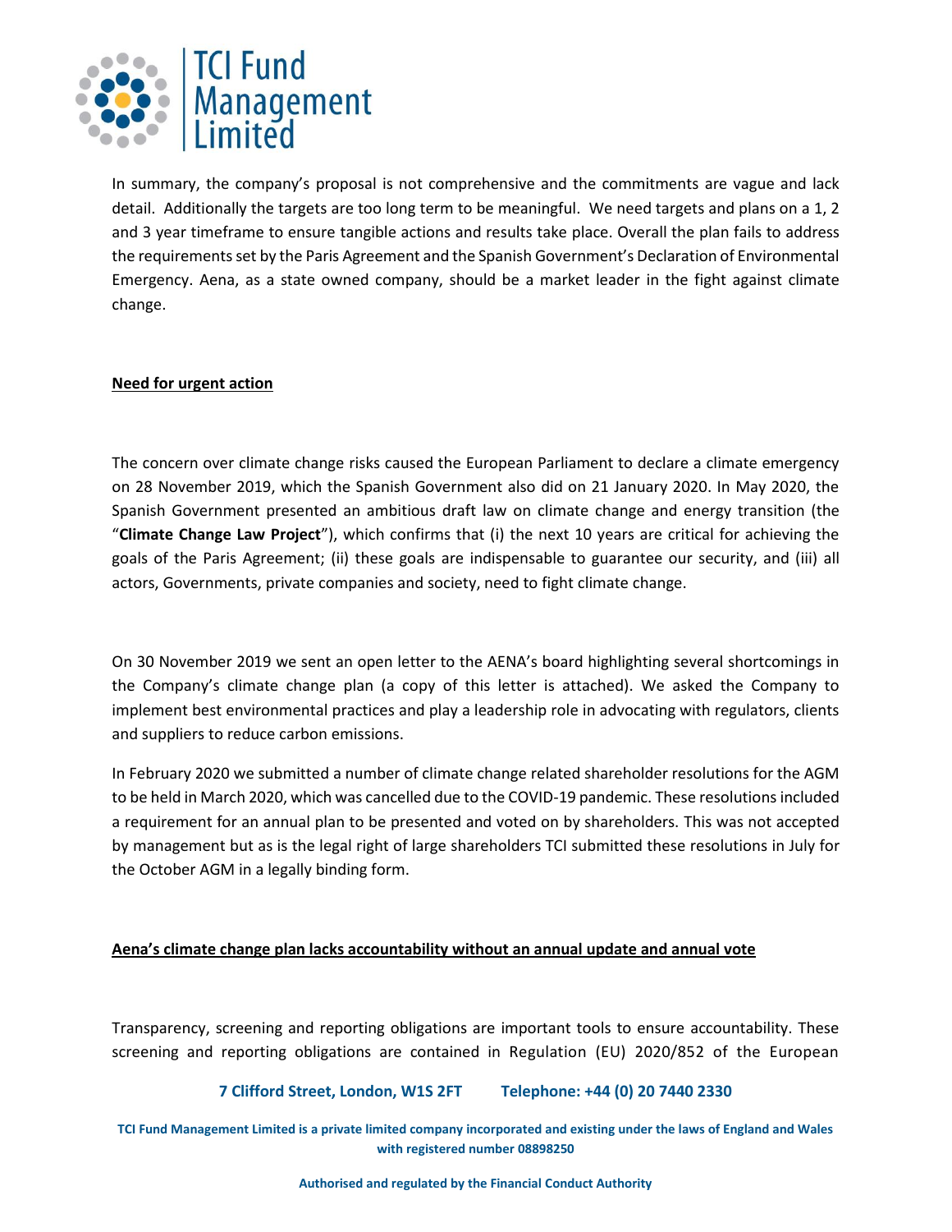In summary, the company's proposal is not comprehensive and the commitments are vague and lack detail. Additionally the targets are too long term to be meaningful. We need targets and plans on a 1, 2 and 3 year timeframe to ensure tangible actions and results take place. Overall the plan fails to address the requirements set by the Paris Agreement and the Spanish Government's Declaration of Environmental Emergency. Aena, as a state owned company, should be a market leader in the fight against climate change.

## Need for urgent action

The concern over climate change risks caused the European Parliament to declare a climate emergency on 28 November 2019, which the Spanish Government also did on 21 January 2020. In May 2020, the Spanish Government presented an ambitious draft law on climate change and energy transition (the "**Climate Change Law Project**"), which confirms that (i) the next 10 years are critical for achieving the goals of the Paris Agreement; (ii) these goals are indispensable to guarantee our security, and (iii) all actors, Governments, private companies and society, need to fight climate change.

On 30 November 2019 we sent an open letter to the AENA's board highlighting several shortcomings in the Company's climate change plan (a copy of this letter is attached). We asked the Company to implement best environmental practices and play a leadership role in advocating with regulators, clients and suppliers to reduce carbon emissions.

In February 2020 we submitted a number of climate change related shareholder resolutions for the AGM to be held in March 2020, which was cancelled due to the COVID-19 pandemic. These resolutions included a requirement for an annual plan to be presented and voted on by shareholders. This was not accepted by management but as is the legal right of large shareholders TCI submitted these resolutions in July for the October AGM in a legally binding form.

## Aena's climate change plan lacks accountability without an annual update and annual vote

Transparency, screening and reporting obligations are important tools to ensure accountability. These screening and reporting obligations are contained in Regulation (EU) 2020/852 of the European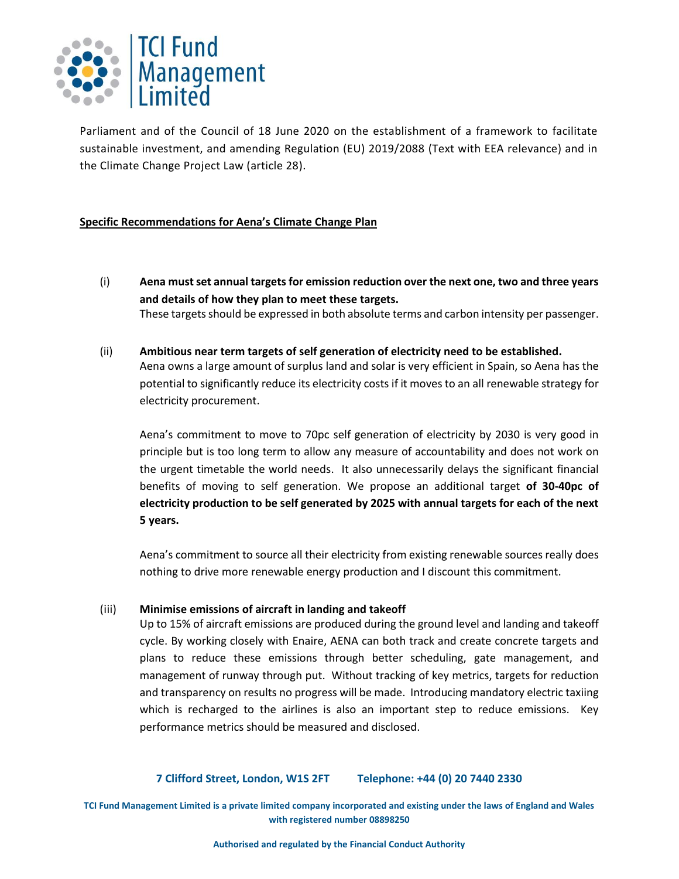Parliament and of the Council of 18 June 2020 on the establishment of a framework to facilitate sustainable investment, and amending Regulation (EU) 2019/2088 (Text with EEA relevance) and in the Climate Change Project Law (article 28).

**Specific Recommendations for Aena's Climate Change Plan**

(i) **Aena must set annual targets for emission reduction over the next one, two and three years and details of how they plan to meet these targets.**
These targets should be expressed in both absolute terms and carbon intensity per passenger.

(ii) **Ambitious near term targets of self generation of electricity need to be established.**
Aena owns a large amount of surplus land and solar is very efficient in Spain, so Aena has the potential to significantly reduce its electricity costs if it moves to an all renewable strategy for electricity procurement.

Aena's commitment to move to 70pc self generation of electricity by 2030 is very good in principle but is too long term to allow any measure of accountability and does not work on the urgent timetable the world needs. It also unnecessarily delays the significant financial benefits of moving to self generation. We propose an additional target **of 30-40pc of electricity production to be self generated by 2025 with annual targets for each of the next 5 years.**

Aena's commitment to source all their electricity from existing renewable sources really does nothing to drive more renewable energy production and I discount this commitment.

(iii) **Minimise emissions of aircraft in landing and takeoff**
Up to 15% of aircraft emissions are produced during the ground level and landing and takeoff cycle. By working closely with Enaire, AENA can both track and create concrete targets and plans to reduce these emissions through better scheduling, gate management, and management of runway through put. Without tracking of key metrics, targets for reduction and transparency on results no progress will be made. Introducing mandatory electric taxiing which is recharged to the airlines is also an important step to reduce emissions. Key performance metrics should be measured and disclosed.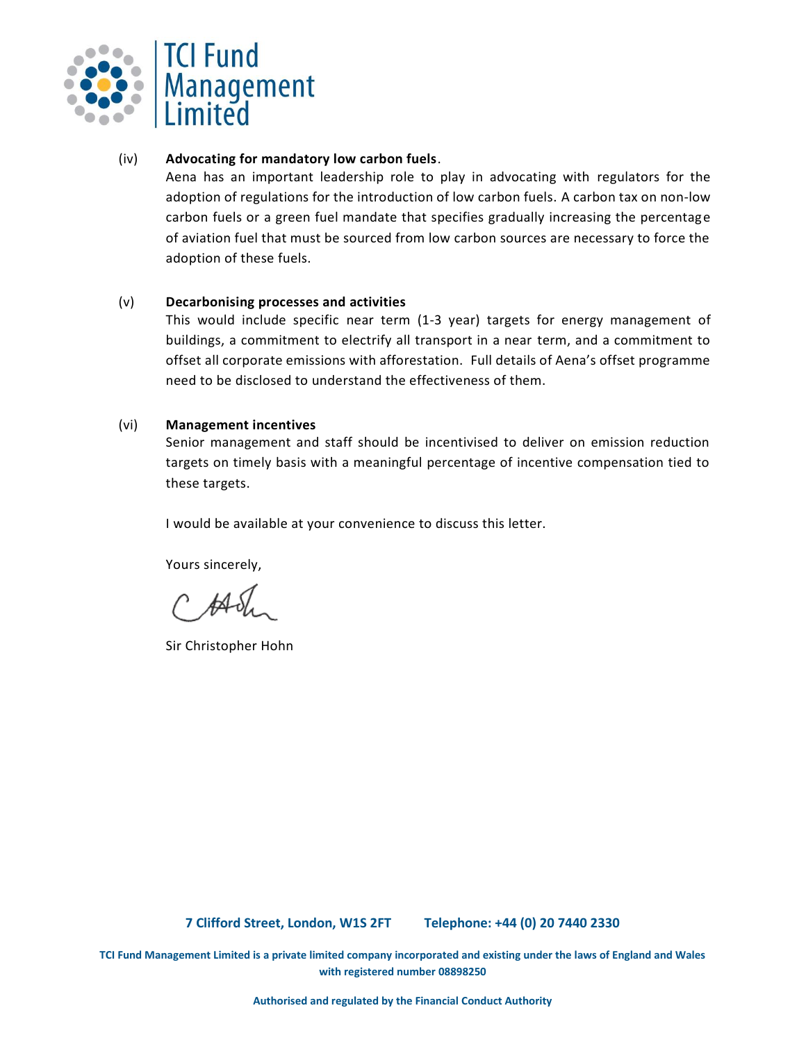(iv) **Advocating for mandatory low carbon fuels**.

Aena has an important leadership role to play in advocating with regulators for the adoption of regulations for the introduction of low carbon fuels. A carbon tax on non-low carbon fuels or a green fuel mandate that specifies gradually increasing the percentage of aviation fuel that must be sourced from low carbon sources are necessary to force the adoption of these fuels.

(v) **Decarbonising processes and activities**

This would include specific near term (1-3 year) targets for energy management of buildings, a commitment to electrify all transport in a near term, and a commitment to offset all corporate emissions with afforestation. Full details of Aena's offset programme need to be disclosed to understand the effectiveness of them.

(vi) **Management incentives**

Senior management and staff should be incentivised to deliver on emission reduction targets on timely basis with a meaningful percentage of incentive compensation tied to these targets.

I would be available at your convenience to discuss this letter.

Yours sincerely,

Sir Christopher Hohn

**7 Clifford Street, London, W1S 2FT Telephone: +44 (0) 20 7440 2330**

**TCI Fund Management Limited is a private limited company incorporated and existing under the laws of England and Wales with registered number 08898250**

**Authorised and regulated by the Financial Conduct Authority**